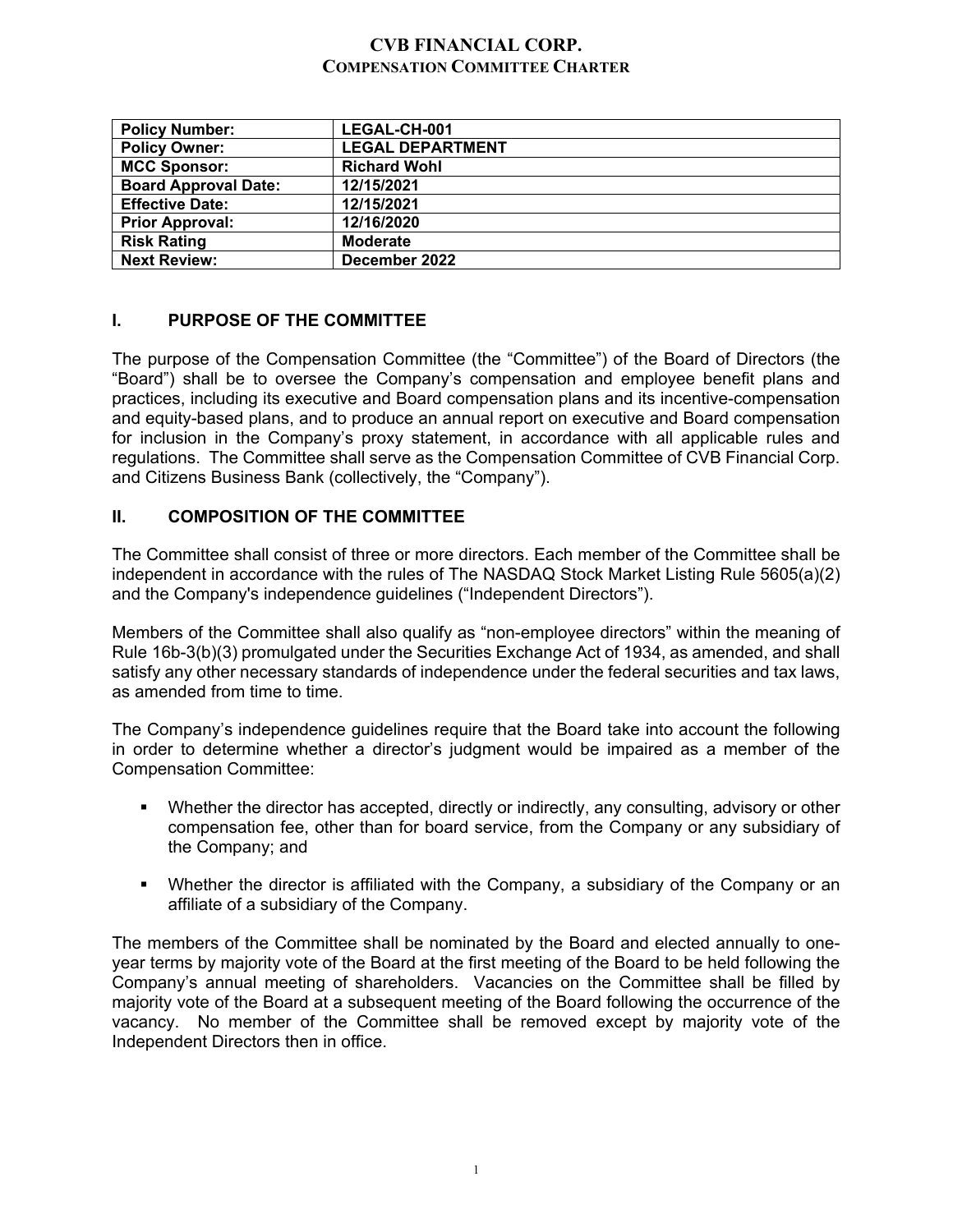# CVB FINANCIAL CORP.
## COMPENSATION COMMITTEE CHARTER

| Policy Number: | LEGAL-CH-001 |
|---|---|
| Policy Owner: | LEGAL DEPARTMENT |
| MCC Sponsor: | Richard Wohl |
| Board Approval Date: | 12/15/2021 |
| Effective Date: | 12/15/2021 |
| Prior Approval: | 12/16/2020 |
| Risk Rating | Moderate |
| Next Review: | December 2022 |

## I. PURPOSE OF THE COMMITTEE

The purpose of the Compensation Committee (the "Committee") of the Board of Directors (the "Board") shall be to oversee the Company's compensation and employee benefit plans and practices, including its executive and Board compensation plans and its incentive-compensation and equity-based plans, and to produce an annual report on executive and Board compensation for inclusion in the Company's proxy statement, in accordance with all applicable rules and regulations. The Committee shall serve as the Compensation Committee of CVB Financial Corp. and Citizens Business Bank (collectively, the "Company").

## II. COMPOSITION OF THE COMMITTEE

The Committee shall consist of three or more directors. Each member of the Committee shall be independent in accordance with the rules of The NASDAQ Stock Market Listing Rule 5605(a)(2) and the Company's independence guidelines ("Independent Directors").

Members of the Committee shall also qualify as "non-employee directors" within the meaning of Rule 16b-3(b)(3) promulgated under the Securities Exchange Act of 1934, as amended, and shall satisfy any other necessary standards of independence under the federal securities and tax laws, as amended from time to time.

The Company's independence guidelines require that the Board take into account the following in order to determine whether a director's judgment would be impaired as a member of the Compensation Committee:

- Whether the director has accepted, directly or indirectly, any consulting, advisory or other compensation fee, other than for board service, from the Company or any subsidiary of the Company; and
- Whether the director is affiliated with the Company, a subsidiary of the Company or an affiliate of a subsidiary of the Company.

The members of the Committee shall be nominated by the Board and elected annually to one-year terms by majority vote of the Board at the first meeting of the Board to be held following the Company's annual meeting of shareholders. Vacancies on the Committee shall be filled by majority vote of the Board at a subsequent meeting of the Board following the occurrence of the vacancy. No member of the Committee shall be removed except by majority vote of the Independent Directors then in office.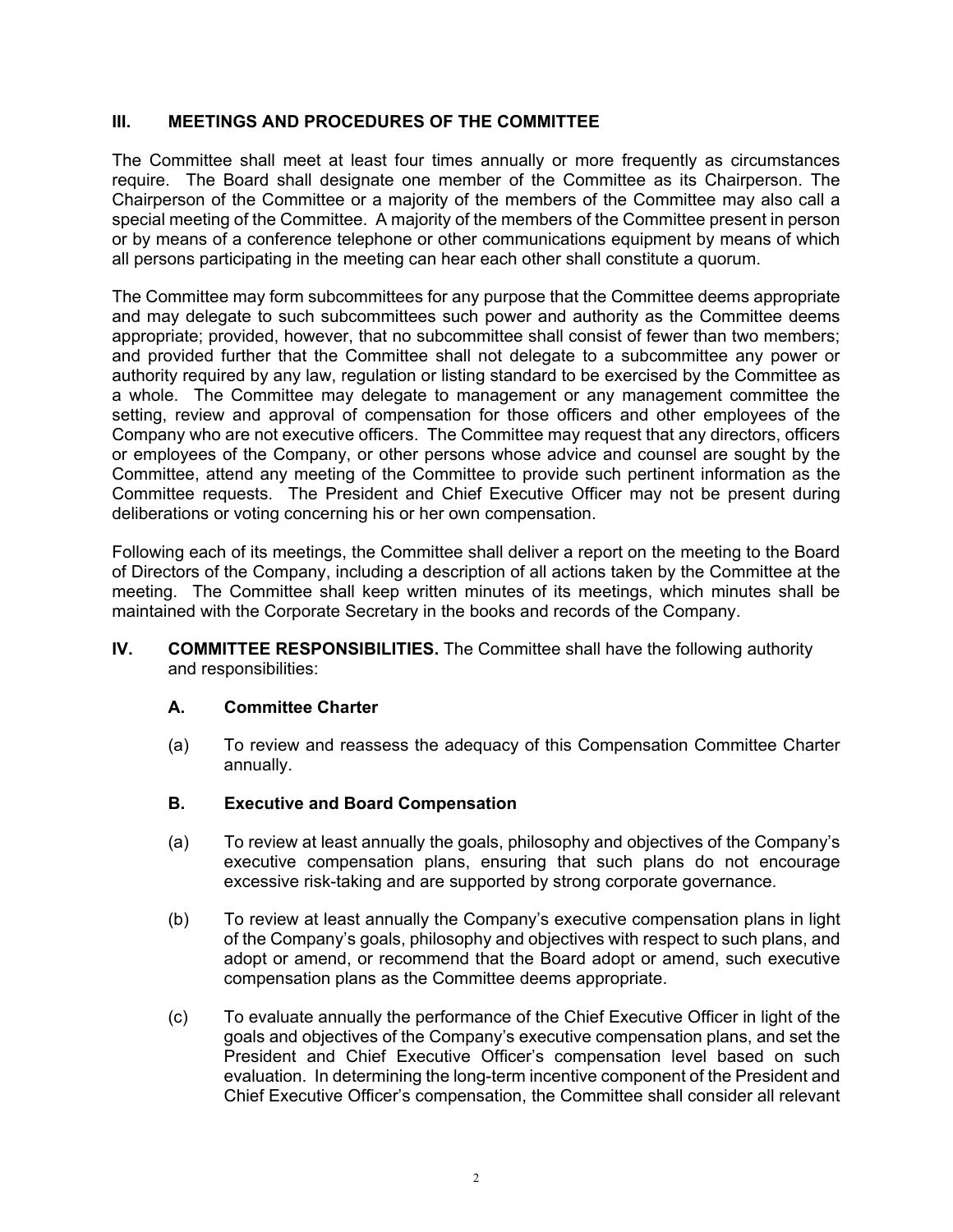## III. MEETINGS AND PROCEDURES OF THE COMMITTEE

The Committee shall meet at least four times annually or more frequently as circumstances require. The Board shall designate one member of the Committee as its Chairperson. The Chairperson of the Committee or a majority of the members of the Committee may also call a special meeting of the Committee. A majority of the members of the Committee present in person or by means of a conference telephone or other communications equipment by means of which all persons participating in the meeting can hear each other shall constitute a quorum.

The Committee may form subcommittees for any purpose that the Committee deems appropriate and may delegate to such subcommittees such power and authority as the Committee deems appropriate; provided, however, that no subcommittee shall consist of fewer than two members; and provided further that the Committee shall not delegate to a subcommittee any power or authority required by any law, regulation or listing standard to be exercised by the Committee as a whole. The Committee may delegate to management or any management committee the setting, review and approval of compensation for those officers and other employees of the Company who are not executive officers. The Committee may request that any directors, officers or employees of the Company, or other persons whose advice and counsel are sought by the Committee, attend any meeting of the Committee to provide such pertinent information as the Committee requests. The President and Chief Executive Officer may not be present during deliberations or voting concerning his or her own compensation.

Following each of its meetings, the Committee shall deliver a report on the meeting to the Board of Directors of the Company, including a description of all actions taken by the Committee at the meeting. The Committee shall keep written minutes of its meetings, which minutes shall be maintained with the Corporate Secretary in the books and records of the Company.

## IV. COMMITTEE RESPONSIBILITIES.

The Committee shall have the following authority and responsibilities:

### A. Committee Charter

(a) To review and reassess the adequacy of this Compensation Committee Charter annually.

### B. Executive and Board Compensation

(a) To review at least annually the goals, philosophy and objectives of the Company's executive compensation plans, ensuring that such plans do not encourage excessive risk-taking and are supported by strong corporate governance.

(b) To review at least annually the Company's executive compensation plans in light of the Company's goals, philosophy and objectives with respect to such plans, and adopt or amend, or recommend that the Board adopt or amend, such executive compensation plans as the Committee deems appropriate.

(c) To evaluate annually the performance of the Chief Executive Officer in light of the goals and objectives of the Company's executive compensation plans, and set the President and Chief Executive Officer's compensation level based on such evaluation. In determining the long-term incentive component of the President and Chief Executive Officer's compensation, the Committee shall consider all relevant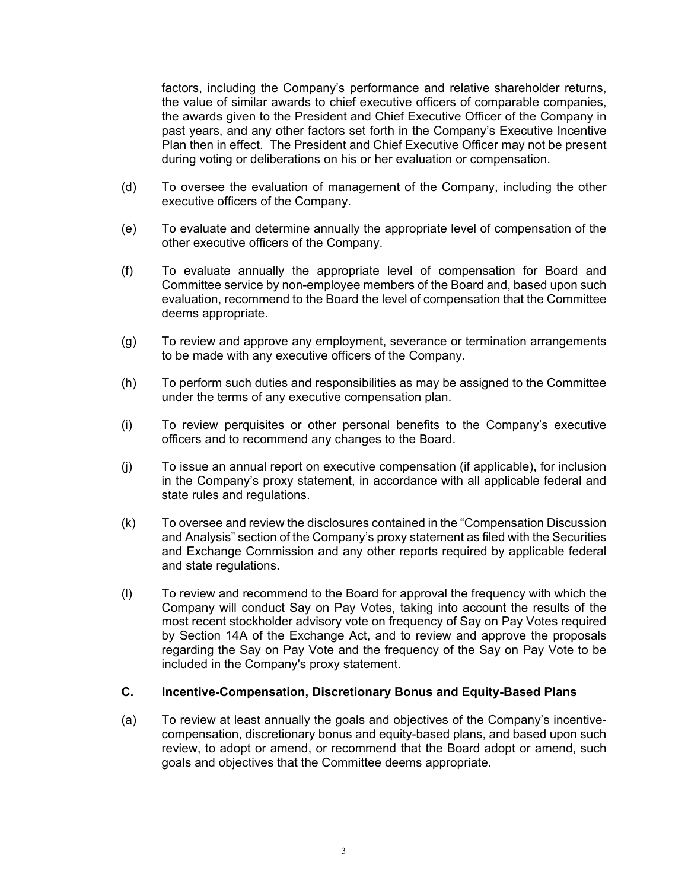factors, including the Company's performance and relative shareholder returns, the value of similar awards to chief executive officers of comparable companies, the awards given to the President and Chief Executive Officer of the Company in past years, and any other factors set forth in the Company's Executive Incentive Plan then in effect. The President and Chief Executive Officer may not be present during voting or deliberations on his or her evaluation or compensation.

(d) To oversee the evaluation of management of the Company, including the other executive officers of the Company.

(e) To evaluate and determine annually the appropriate level of compensation of the other executive officers of the Company.

(f) To evaluate annually the appropriate level of compensation for Board and Committee service by non-employee members of the Board and, based upon such evaluation, recommend to the Board the level of compensation that the Committee deems appropriate.

(g) To review and approve any employment, severance or termination arrangements to be made with any executive officers of the Company.

(h) To perform such duties and responsibilities as may be assigned to the Committee under the terms of any executive compensation plan.

(i) To review perquisites or other personal benefits to the Company's executive officers and to recommend any changes to the Board.

(j) To issue an annual report on executive compensation (if applicable), for inclusion in the Company's proxy statement, in accordance with all applicable federal and state rules and regulations.

(k) To oversee and review the disclosures contained in the "Compensation Discussion and Analysis" section of the Company's proxy statement as filed with the Securities and Exchange Commission and any other reports required by applicable federal and state regulations.

(l) To review and recommend to the Board for approval the frequency with which the Company will conduct Say on Pay Votes, taking into account the results of the most recent stockholder advisory vote on frequency of Say on Pay Votes required by Section 14A of the Exchange Act, and to review and approve the proposals regarding the Say on Pay Vote and the frequency of the Say on Pay Vote to be included in the Company's proxy statement.

### C. Incentive-Compensation, Discretionary Bonus and Equity-Based Plans

(a) To review at least annually the goals and objectives of the Company's incentive-compensation, discretionary bonus and equity-based plans, and based upon such review, to adopt or amend, or recommend that the Board adopt or amend, such goals and objectives that the Committee deems appropriate.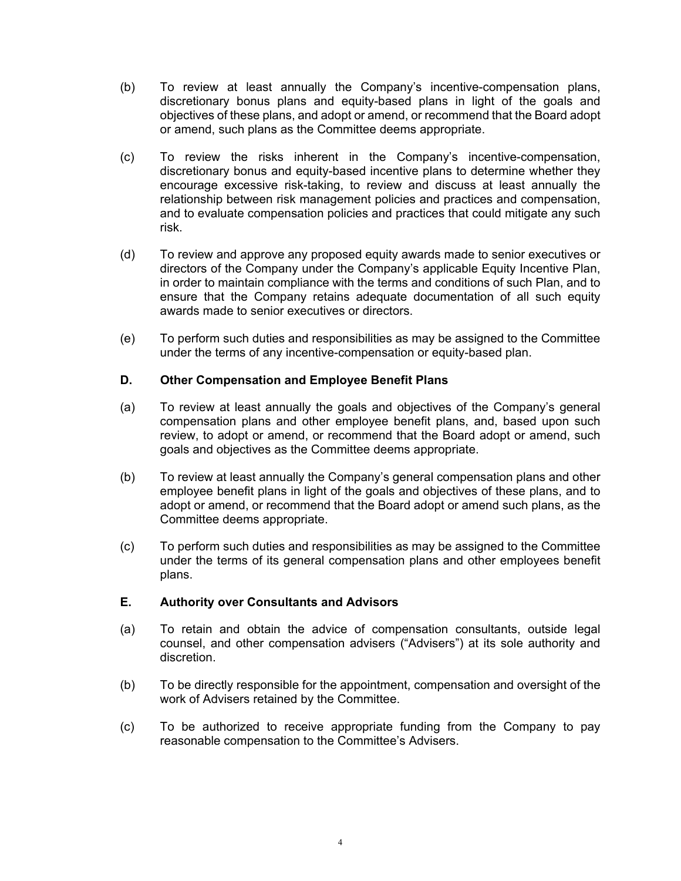(b) To review at least annually the Company's incentive-compensation plans, discretionary bonus plans and equity-based plans in light of the goals and objectives of these plans, and adopt or amend, or recommend that the Board adopt or amend, such plans as the Committee deems appropriate.

(c) To review the risks inherent in the Company's incentive-compensation, discretionary bonus and equity-based incentive plans to determine whether they encourage excessive risk-taking, to review and discuss at least annually the relationship between risk management policies and practices and compensation, and to evaluate compensation policies and practices that could mitigate any such risk.

(d) To review and approve any proposed equity awards made to senior executives or directors of the Company under the Company's applicable Equity Incentive Plan, in order to maintain compliance with the terms and conditions of such Plan, and to ensure that the Company retains adequate documentation of all such equity awards made to senior executives or directors.

(e) To perform such duties and responsibilities as may be assigned to the Committee under the terms of any incentive-compensation or equity-based plan.

### D. Other Compensation and Employee Benefit Plans

(a) To review at least annually the goals and objectives of the Company's general compensation plans and other employee benefit plans, and, based upon such review, to adopt or amend, or recommend that the Board adopt or amend, such goals and objectives as the Committee deems appropriate.

(b) To review at least annually the Company's general compensation plans and other employee benefit plans in light of the goals and objectives of these plans, and to adopt or amend, or recommend that the Board adopt or amend such plans, as the Committee deems appropriate.

(c) To perform such duties and responsibilities as may be assigned to the Committee under the terms of its general compensation plans and other employees benefit plans.

### E. Authority over Consultants and Advisors

(a) To retain and obtain the advice of compensation consultants, outside legal counsel, and other compensation advisers ("Advisers") at its sole authority and discretion.

(b) To be directly responsible for the appointment, compensation and oversight of the work of Advisers retained by the Committee.

(c) To be authorized to receive appropriate funding from the Company to pay reasonable compensation to the Committee's Advisers.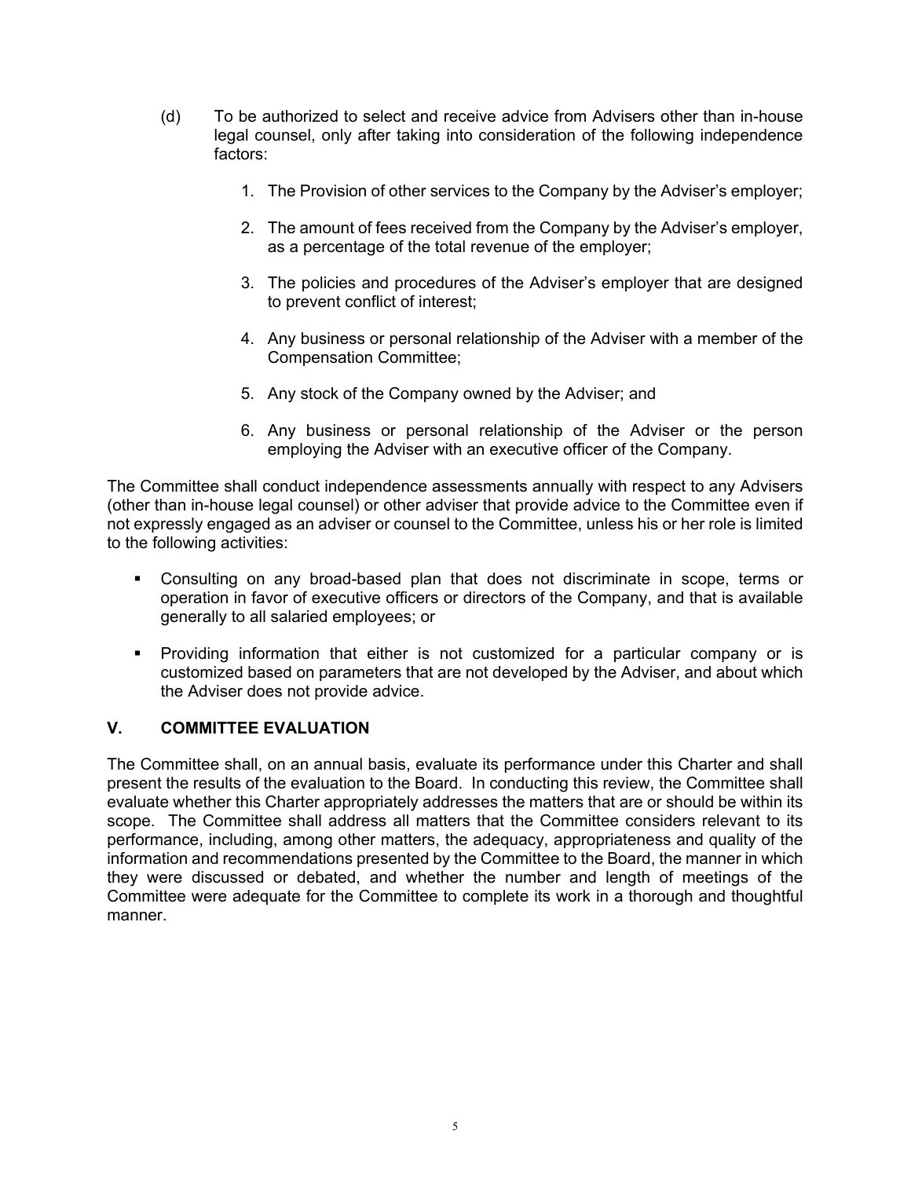(d) To be authorized to select and receive advice from Advisers other than in-house legal counsel, only after taking into consideration of the following independence factors:

1. The Provision of other services to the Company by the Adviser's employer;
2. The amount of fees received from the Company by the Adviser's employer, as a percentage of the total revenue of the employer;
3. The policies and procedures of the Adviser's employer that are designed to prevent conflict of interest;
4. Any business or personal relationship of the Adviser with a member of the Compensation Committee;
5. Any stock of the Company owned by the Adviser; and
6. Any business or personal relationship of the Adviser or the person employing the Adviser with an executive officer of the Company.

The Committee shall conduct independence assessments annually with respect to any Advisers (other than in-house legal counsel) or other adviser that provide advice to the Committee even if not expressly engaged as an adviser or counsel to the Committee, unless his or her role is limited to the following activities:

- Consulting on any broad-based plan that does not discriminate in scope, terms or operation in favor of executive officers or directors of the Company, and that is available generally to all salaried employees; or
- Providing information that either is not customized for a particular company or is customized based on parameters that are not developed by the Adviser, and about which the Adviser does not provide advice.

## V. COMMITTEE EVALUATION

The Committee shall, on an annual basis, evaluate its performance under this Charter and shall present the results of the evaluation to the Board. In conducting this review, the Committee shall evaluate whether this Charter appropriately addresses the matters that are or should be within its scope. The Committee shall address all matters that the Committee considers relevant to its performance, including, among other matters, the adequacy, appropriateness and quality of the information and recommendations presented by the Committee to the Board, the manner in which they were discussed or debated, and whether the number and length of meetings of the Committee were adequate for the Committee to complete its work in a thorough and thoughtful manner.